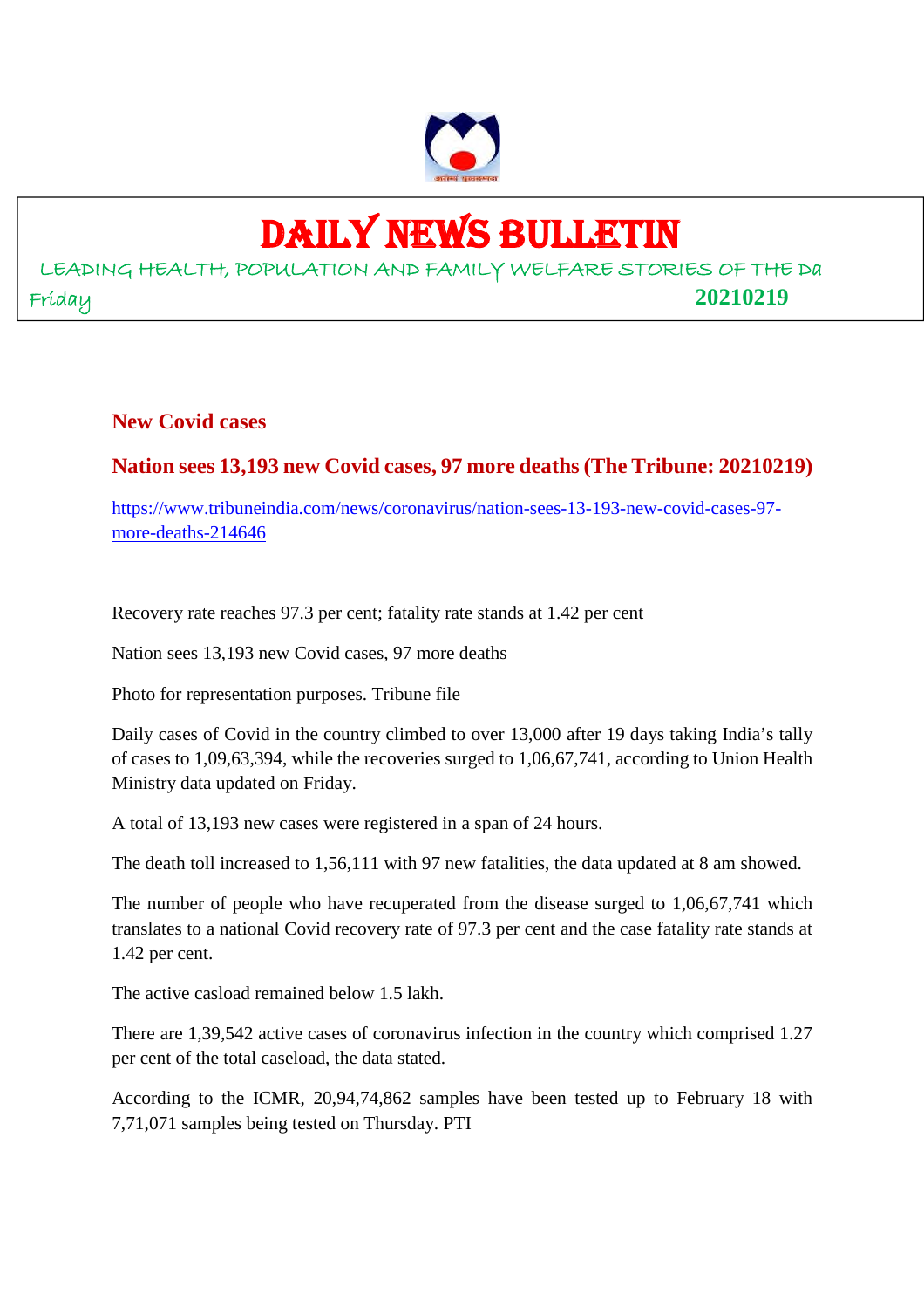# DAILY NEWS BULLETIN

LEADING HEALTH, POPULATION AND FAMILY WELFARE STORIES OF THE Da

Friday **20210219**

## New Covid cases

## Nation sees 13,193 new Covid cases, 97 more deaths (The Tribune: 20210219)

https://www.tribuneindia.com/news/coronavirus/nation-sees-13-193-new-covid-cases-97-more-deaths-214646

Recovery rate reaches 97.3 per cent; fatality rate stands at 1.42 per cent

Nation sees 13,193 new Covid cases, 97 more deaths

Photo for representation purposes. Tribune file

Daily cases of Covid in the country climbed to over 13,000 after 19 days taking India's tally of cases to 1,09,63,394, while the recoveries surged to 1,06,67,741, according to Union Health Ministry data updated on Friday.

A total of 13,193 new cases were registered in a span of 24 hours.

The death toll increased to 1,56,111 with 97 new fatalities, the data updated at 8 am showed.

The number of people who have recuperated from the disease surged to 1,06,67,741 which translates to a national Covid recovery rate of 97.3 per cent and the case fatality rate stands at 1.42 per cent.

The active casload remained below 1.5 lakh.

There are 1,39,542 active cases of coronavirus infection in the country which comprised 1.27 per cent of the total caseload, the data stated.

According to the ICMR, 20,94,74,862 samples have been tested up to February 18 with 7,71,071 samples being tested on Thursday. PTI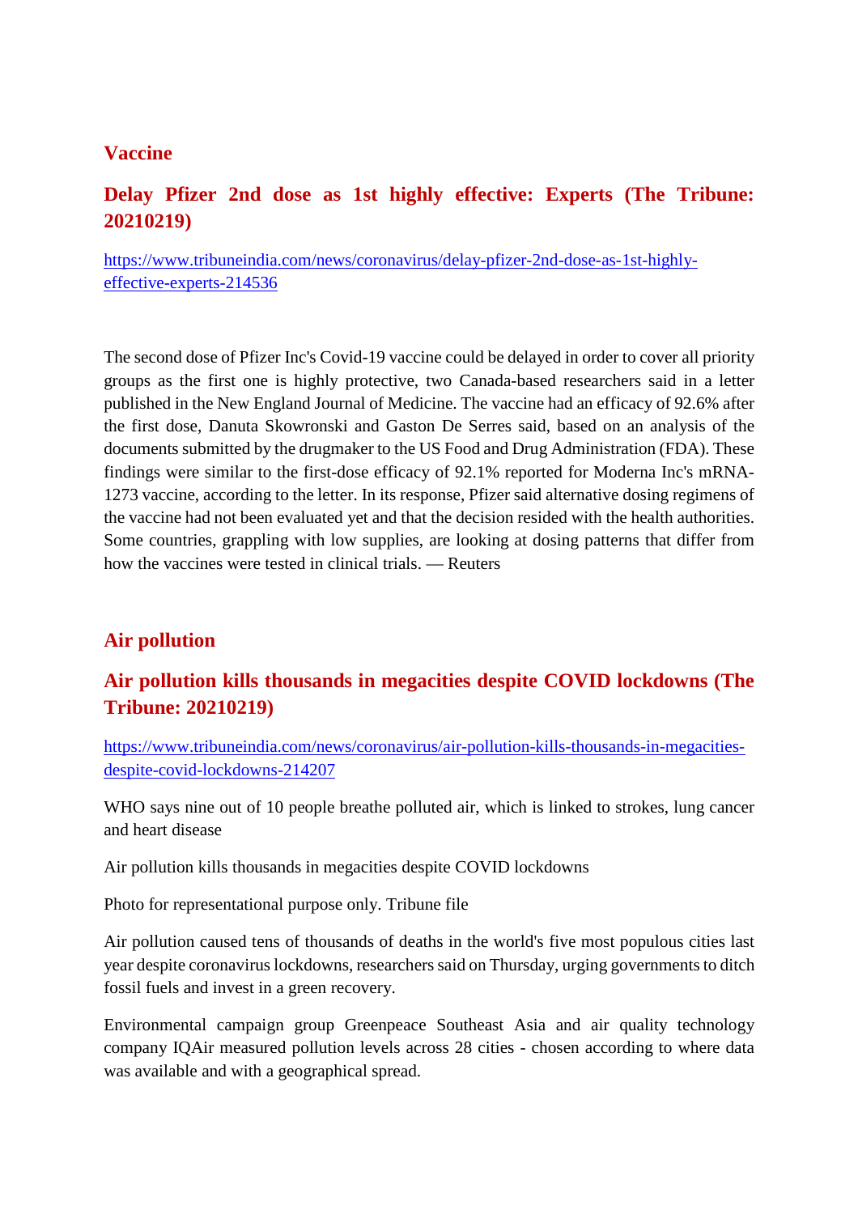## Vaccine

### Delay Pfizer 2nd dose as 1st highly effective: Experts (The Tribune: 20210219)

https://www.tribuneindia.com/news/coronavirus/delay-pfizer-2nd-dose-as-1st-highly-effective-experts-214536

The second dose of Pfizer Inc's Covid-19 vaccine could be delayed in order to cover all priority groups as the first one is highly protective, two Canada-based researchers said in a letter published in the New England Journal of Medicine. The vaccine had an efficacy of 92.6% after the first dose, Danuta Skowronski and Gaston De Serres said, based on an analysis of the documents submitted by the drugmaker to the US Food and Drug Administration (FDA). These findings were similar to the first-dose efficacy of 92.1% reported for Moderna Inc's mRNA-1273 vaccine, according to the letter. In its response, Pfizer said alternative dosing regimens of the vaccine had not been evaluated yet and that the decision resided with the health authorities. Some countries, grappling with low supplies, are looking at dosing patterns that differ from how the vaccines were tested in clinical trials. — Reuters

## Air pollution

### Air pollution kills thousands in megacities despite COVID lockdowns (The Tribune: 20210219)

https://www.tribuneindia.com/news/coronavirus/air-pollution-kills-thousands-in-megacities-despite-covid-lockdowns-214207

WHO says nine out of 10 people breathe polluted air, which is linked to strokes, lung cancer and heart disease

Air pollution kills thousands in megacities despite COVID lockdowns

Photo for representational purpose only. Tribune file

Air pollution caused tens of thousands of deaths in the world's five most populous cities last year despite coronavirus lockdowns, researchers said on Thursday, urging governments to ditch fossil fuels and invest in a green recovery.

Environmental campaign group Greenpeace Southeast Asia and air quality technology company IQAir measured pollution levels across 28 cities - chosen according to where data was available and with a geographical spread.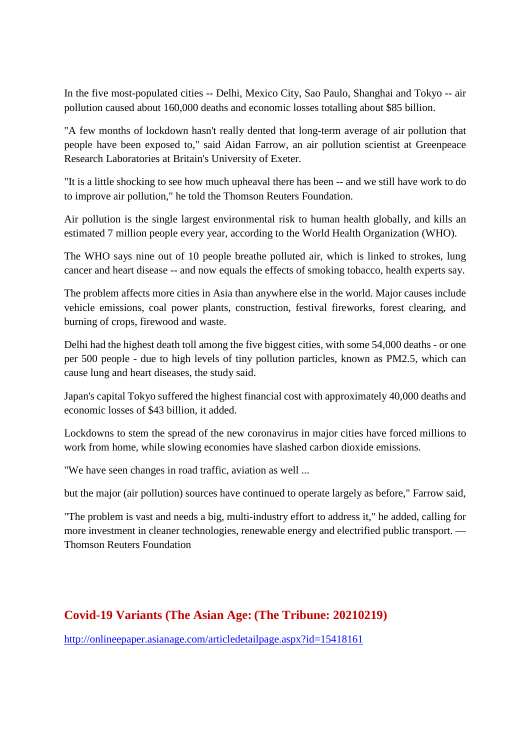In the five most-populated cities -- Delhi, Mexico City, Sao Paulo, Shanghai and Tokyo -- air pollution caused about 160,000 deaths and economic losses totalling about $85 billion.

"A few months of lockdown hasn't really dented that long-term average of air pollution that people have been exposed to," said Aidan Farrow, an air pollution scientist at Greenpeace Research Laboratories at Britain's University of Exeter.

"It is a little shocking to see how much upheaval there has been -- and we still have work to do to improve air pollution," he told the Thomson Reuters Foundation.

Air pollution is the single largest environmental risk to human health globally, and kills an estimated 7 million people every year, according to the World Health Organization (WHO).

The WHO says nine out of 10 people breathe polluted air, which is linked to strokes, lung cancer and heart disease -- and now equals the effects of smoking tobacco, health experts say.

The problem affects more cities in Asia than anywhere else in the world. Major causes include vehicle emissions, coal power plants, construction, festival fireworks, forest clearing, and burning of crops, firewood and waste.

Delhi had the highest death toll among the five biggest cities, with some 54,000 deaths - or one per 500 people - due to high levels of tiny pollution particles, known as PM2.5, which can cause lung and heart diseases, the study said.

Japan's capital Tokyo suffered the highest financial cost with approximately 40,000 deaths and economic losses of $43 billion, it added.

Lockdowns to stem the spread of the new coronavirus in major cities have forced millions to work from home, while slowing economies have slashed carbon dioxide emissions.

"We have seen changes in road traffic, aviation as well ...

but the major (air pollution) sources have continued to operate largely as before," Farrow said,

"The problem is vast and needs a big, multi-industry effort to address it," he added, calling for more investment in cleaner technologies, renewable energy and electrified public transport. — Thomson Reuters Foundation

## Covid-19 Variants (The Asian Age: (The Tribune: 20210219)

http://onlineepaper.asianage.com/articledetailpage.aspx?id=15418161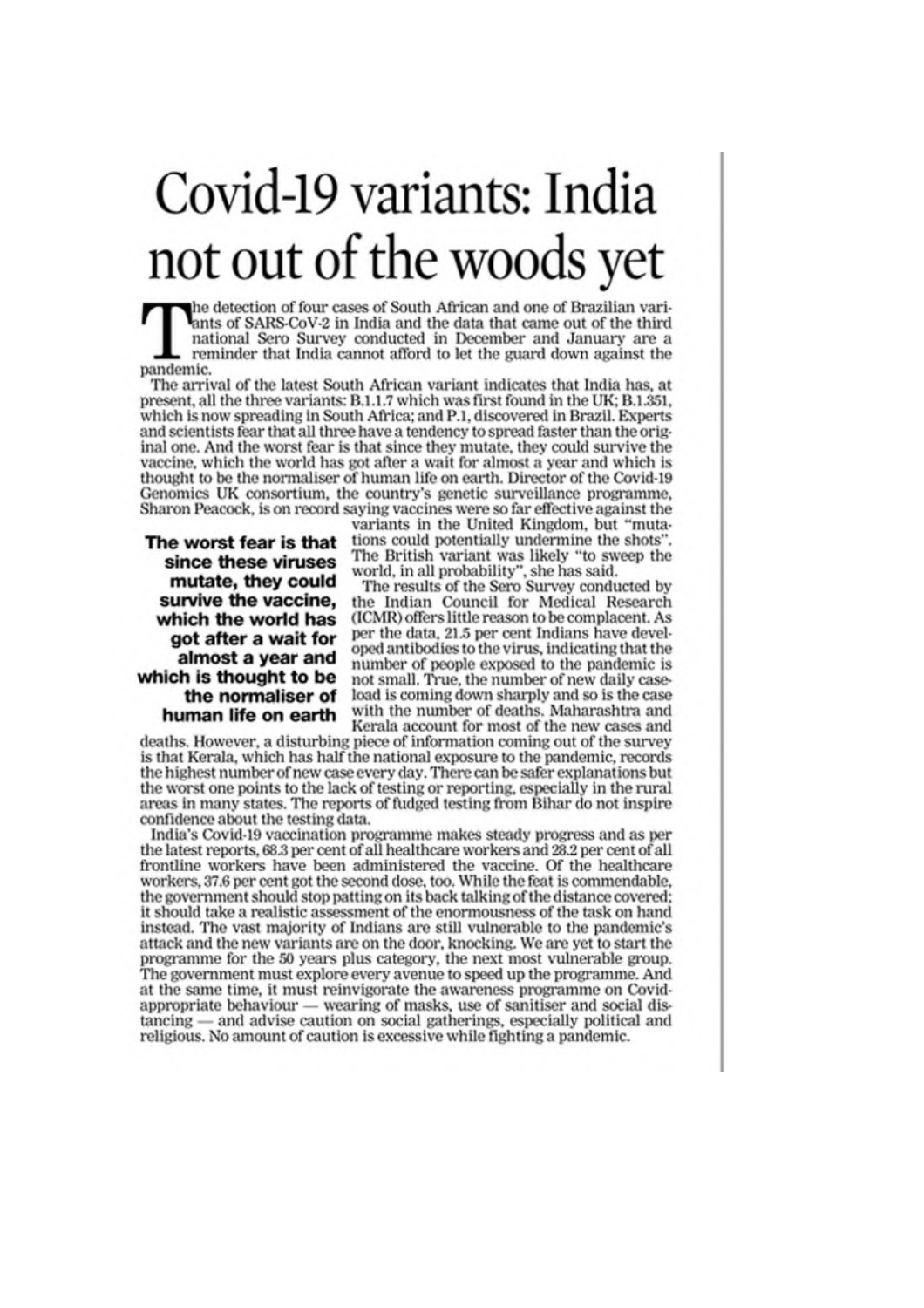# Covid-19 variants: India not out of the woods yet

The detection of four cases of South African and one of Brazilian variants of SARS-CoV-2 in India and the data that came out of the third national Sero Survey conducted in December and January are a reminder that India cannot afford to let the guard down against the pandemic.

The arrival of the latest South African variant indicates that India has, at present, all the three variants: B.1.1.7 which was first found in the UK; B.1.351, which is now spreading in South Africa; and P.1, discovered in Brazil. Experts and scientists fear that all three have a tendency to spread faster than the original one. And the worst fear is that since they mutate, they could survive the vaccine, which the world has got after a wait for almost a year and which is thought to be the normaliser of human life on earth. Director of the Covid-19 Genomics UK consortium, the country's genetic surveillance programme, Sharon Peacock, is on record saying vaccines were so far effective against the variants in the United Kingdom, but "mutations could potentially undermine the shots". The British variant was likely "to sweep the world, in all probability", she has said.

**The worst fear is that since these viruses mutate, they could survive the vaccine, which the world has got after a wait for almost a year and which is thought to be the normaliser of human life on earth**

The results of the Sero Survey conducted by the Indian Council for Medical Research (ICMR) offers little reason to be complacent. As per the data, 21.5 per cent Indians have developed antibodies to the virus, indicating that the number of people exposed to the pandemic is not small. True, the number of new daily caseload is coming down sharply and so is the case with the number of deaths. Maharashtra and Kerala account for most of the new cases and deaths. However, a disturbing piece of information coming out of the survey is that Kerala, which has half the national exposure to the pandemic, records the highest number of new case every day. There can be safer explanations but the worst one points to the lack of testing or reporting, especially in the rural areas in many states. The reports of fudged testing from Bihar do not inspire confidence about the testing data.

India's Covid-19 vaccination programme makes steady progress and as per the latest reports, 68.3 per cent of all healthcare workers and 28.2 per cent of all frontline workers have been administered the vaccine. Of the healthcare workers, 37.6 per cent got the second dose, too. While the feat is commendable, the government should stop patting on its back talking of the distance covered; it should take a realistic assessment of the enormousness of the task on hand instead. The vast majority of Indians are still vulnerable to the pandemic's attack and the new variants are on the door, knocking. We are yet to start the programme for the 50 years plus category, the next most vulnerable group. The government must explore every avenue to speed up the programme. And at the same time, it must reinvigorate the awareness programme on Covid-appropriate behaviour — wearing of masks, use of sanitiser and social distancing — and advise caution on social gatherings, especially political and religious. No amount of caution is excessive while fighting a pandemic.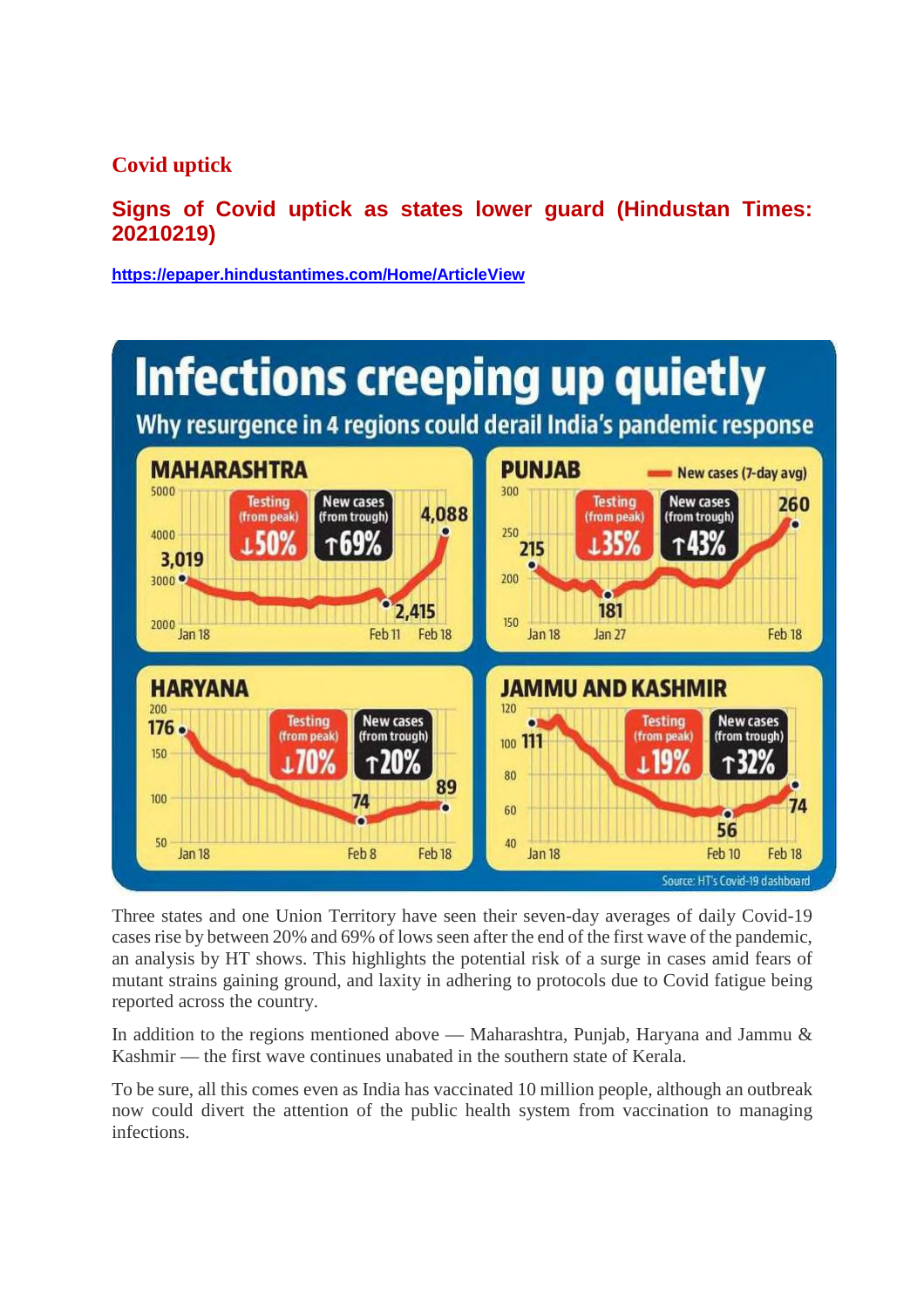## Covid uptick

### Signs of Covid uptick as states lower guard (Hindustan Times: 20210219)

https://epaper.hindustantimes.com/Home/ArticleView

# Infections creeping up quietly

**Why resurgence in 4 regions could derail India's pandemic response**

**MAHARASHTRA** — Testing (from peak) ↓50% — New cases (from trough) ↑69% — 3,019 (Jan 18); 2,415 (Feb 11); 4,088 (Feb 18)

**PUNJAB** — New cases (7-day avg) — Testing (from peak) ↓35% — New cases (from trough) ↑43% — 215 (Jan 18); 181 (Jan 27); 260 (Feb 18)

**HARYANA** — Testing (from peak) ↓70% — New cases (from trough) ↑20% — 176 (Jan 18); 74 (Feb 8); 89 (Feb 18)

**JAMMU AND KASHMIR** — Testing (from peak) ↓19% — New cases (from trough) ↑32% — 111 (Jan 18); 56 (Feb 10); 74 (Feb 18)

Source: HT's Covid-19 dashboard

Three states and one Union Territory have seen their seven-day averages of daily Covid-19 cases rise by between 20% and 69% of lows seen after the end of the first wave of the pandemic, an analysis by HT shows. This highlights the potential risk of a surge in cases amid fears of mutant strains gaining ground, and laxity in adhering to protocols due to Covid fatigue being reported across the country.

In addition to the regions mentioned above — Maharashtra, Punjab, Haryana and Jammu & Kashmir — the first wave continues unabated in the southern state of Kerala.

To be sure, all this comes even as India has vaccinated 10 million people, although an outbreak now could divert the attention of the public health system from vaccination to managing infections.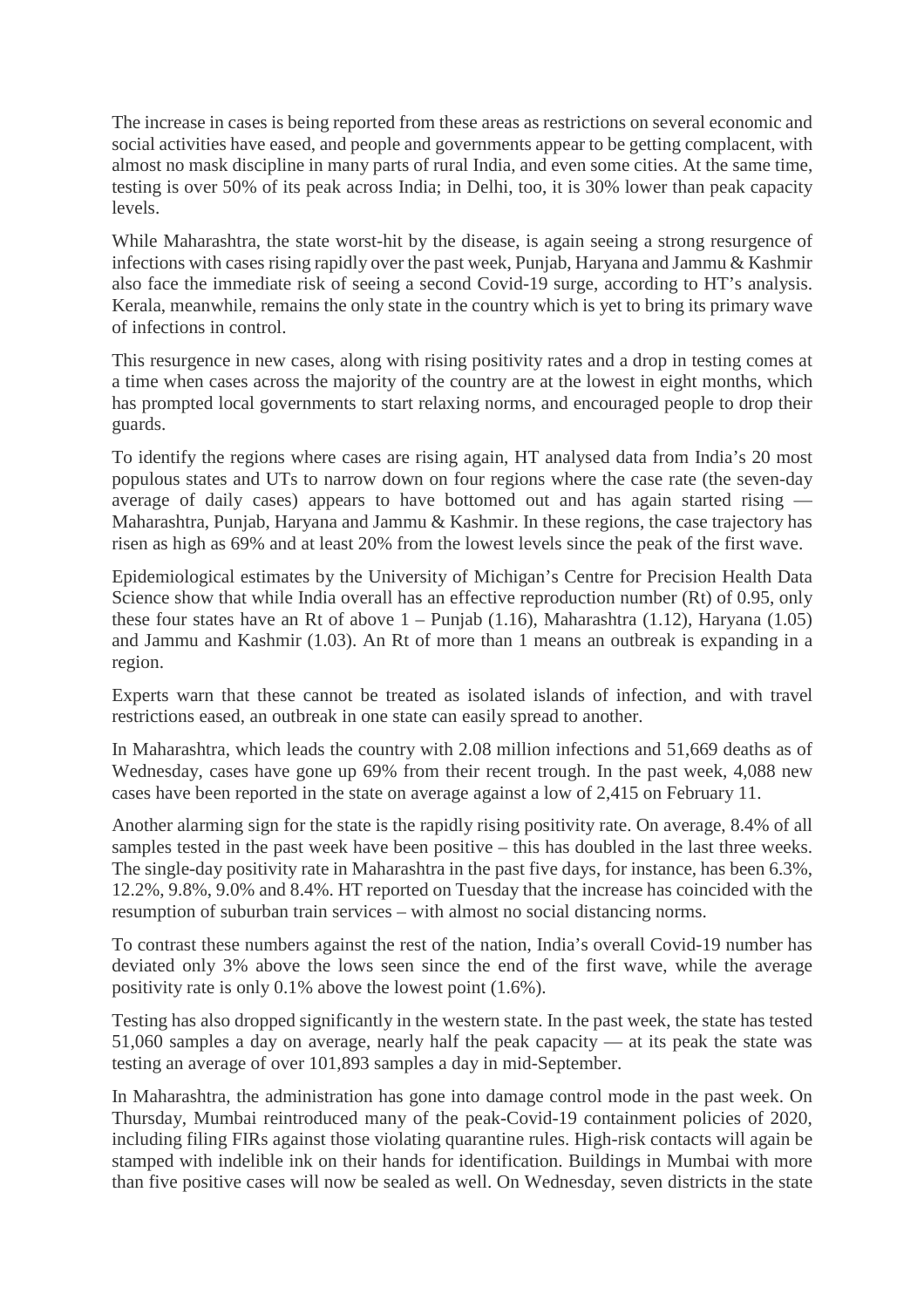The increase in cases is being reported from these areas as restrictions on several economic and social activities have eased, and people and governments appear to be getting complacent, with almost no mask discipline in many parts of rural India, and even some cities. At the same time, testing is over 50% of its peak across India; in Delhi, too, it is 30% lower than peak capacity levels.

While Maharashtra, the state worst-hit by the disease, is again seeing a strong resurgence of infections with cases rising rapidly over the past week, Punjab, Haryana and Jammu & Kashmir also face the immediate risk of seeing a second Covid-19 surge, according to HT's analysis. Kerala, meanwhile, remains the only state in the country which is yet to bring its primary wave of infections in control.

This resurgence in new cases, along with rising positivity rates and a drop in testing comes at a time when cases across the majority of the country are at the lowest in eight months, which has prompted local governments to start relaxing norms, and encouraged people to drop their guards.

To identify the regions where cases are rising again, HT analysed data from India's 20 most populous states and UTs to narrow down on four regions where the case rate (the seven-day average of daily cases) appears to have bottomed out and has again started rising — Maharashtra, Punjab, Haryana and Jammu & Kashmir. In these regions, the case trajectory has risen as high as 69% and at least 20% from the lowest levels since the peak of the first wave.

Epidemiological estimates by the University of Michigan's Centre for Precision Health Data Science show that while India overall has an effective reproduction number (Rt) of 0.95, only these four states have an Rt of above 1 – Punjab (1.16), Maharashtra (1.12), Haryana (1.05) and Jammu and Kashmir (1.03). An Rt of more than 1 means an outbreak is expanding in a region.

Experts warn that these cannot be treated as isolated islands of infection, and with travel restrictions eased, an outbreak in one state can easily spread to another.

In Maharashtra, which leads the country with 2.08 million infections and 51,669 deaths as of Wednesday, cases have gone up 69% from their recent trough. In the past week, 4,088 new cases have been reported in the state on average against a low of 2,415 on February 11.

Another alarming sign for the state is the rapidly rising positivity rate. On average, 8.4% of all samples tested in the past week have been positive – this has doubled in the last three weeks. The single-day positivity rate in Maharashtra in the past five days, for instance, has been 6.3%, 12.2%, 9.8%, 9.0% and 8.4%. HT reported on Tuesday that the increase has coincided with the resumption of suburban train services – with almost no social distancing norms.

To contrast these numbers against the rest of the nation, India's overall Covid-19 number has deviated only 3% above the lows seen since the end of the first wave, while the average positivity rate is only 0.1% above the lowest point (1.6%).

Testing has also dropped significantly in the western state. In the past week, the state has tested 51,060 samples a day on average, nearly half the peak capacity — at its peak the state was testing an average of over 101,893 samples a day in mid-September.

In Maharashtra, the administration has gone into damage control mode in the past week. On Thursday, Mumbai reintroduced many of the peak-Covid-19 containment policies of 2020, including filing FIRs against those violating quarantine rules. High-risk contacts will again be stamped with indelible ink on their hands for identification. Buildings in Mumbai with more than five positive cases will now be sealed as well. On Wednesday, seven districts in the state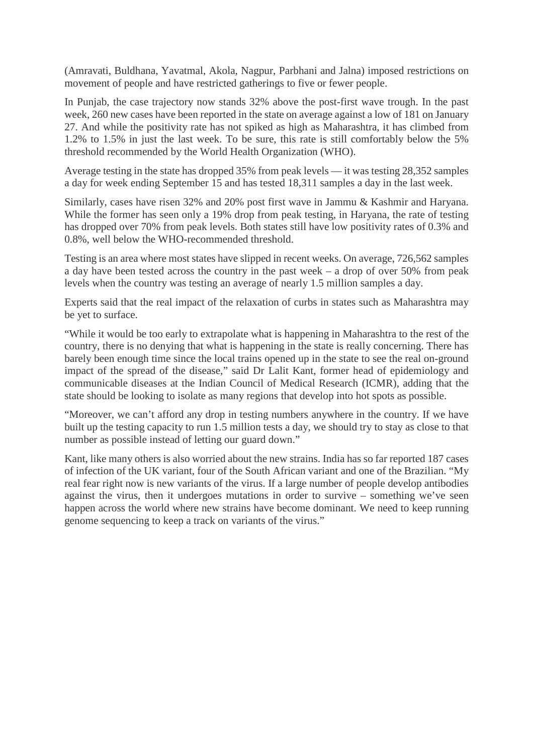(Amravati, Buldhana, Yavatmal, Akola, Nagpur, Parbhani and Jalna) imposed restrictions on movement of people and have restricted gatherings to five or fewer people.

In Punjab, the case trajectory now stands 32% above the post-first wave trough. In the past week, 260 new cases have been reported in the state on average against a low of 181 on January 27. And while the positivity rate has not spiked as high as Maharashtra, it has climbed from 1.2% to 1.5% in just the last week. To be sure, this rate is still comfortably below the 5% threshold recommended by the World Health Organization (WHO).

Average testing in the state has dropped 35% from peak levels — it was testing 28,352 samples a day for week ending September 15 and has tested 18,311 samples a day in the last week.

Similarly, cases have risen 32% and 20% post first wave in Jammu & Kashmir and Haryana. While the former has seen only a 19% drop from peak testing, in Haryana, the rate of testing has dropped over 70% from peak levels. Both states still have low positivity rates of 0.3% and 0.8%, well below the WHO-recommended threshold.

Testing is an area where most states have slipped in recent weeks. On average, 726,562 samples a day have been tested across the country in the past week – a drop of over 50% from peak levels when the country was testing an average of nearly 1.5 million samples a day.

Experts said that the real impact of the relaxation of curbs in states such as Maharashtra may be yet to surface.

"While it would be too early to extrapolate what is happening in Maharashtra to the rest of the country, there is no denying that what is happening in the state is really concerning. There has barely been enough time since the local trains opened up in the state to see the real on-ground impact of the spread of the disease," said Dr Lalit Kant, former head of epidemiology and communicable diseases at the Indian Council of Medical Research (ICMR), adding that the state should be looking to isolate as many regions that develop into hot spots as possible.

"Moreover, we can't afford any drop in testing numbers anywhere in the country. If we have built up the testing capacity to run 1.5 million tests a day, we should try to stay as close to that number as possible instead of letting our guard down."

Kant, like many others is also worried about the new strains. India has so far reported 187 cases of infection of the UK variant, four of the South African variant and one of the Brazilian. "My real fear right now is new variants of the virus. If a large number of people develop antibodies against the virus, then it undergoes mutations in order to survive – something we've seen happen across the world where new strains have become dominant. We need to keep running genome sequencing to keep a track on variants of the virus."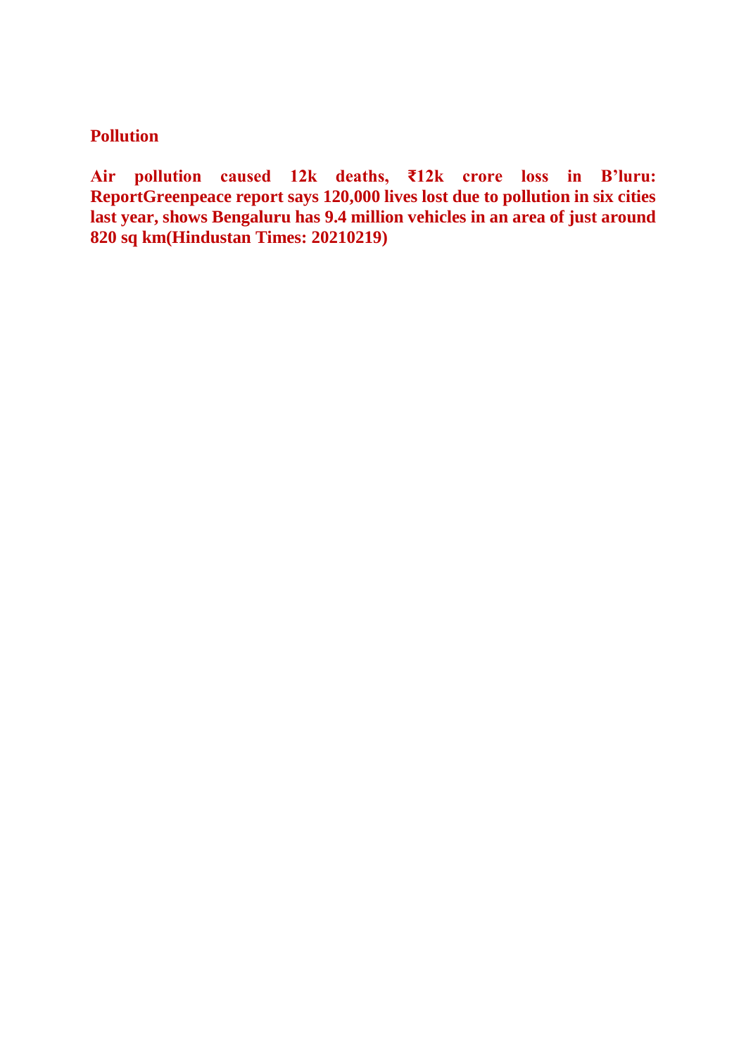**Pollution**

**Air pollution caused 12k deaths, ₹12k crore loss in B'luru: ReportGreenpeace report says 120,000 lives lost due to pollution in six cities last year, shows Bengaluru has 9.4 million vehicles in an area of just around 820 sq km(Hindustan Times: 20210219)**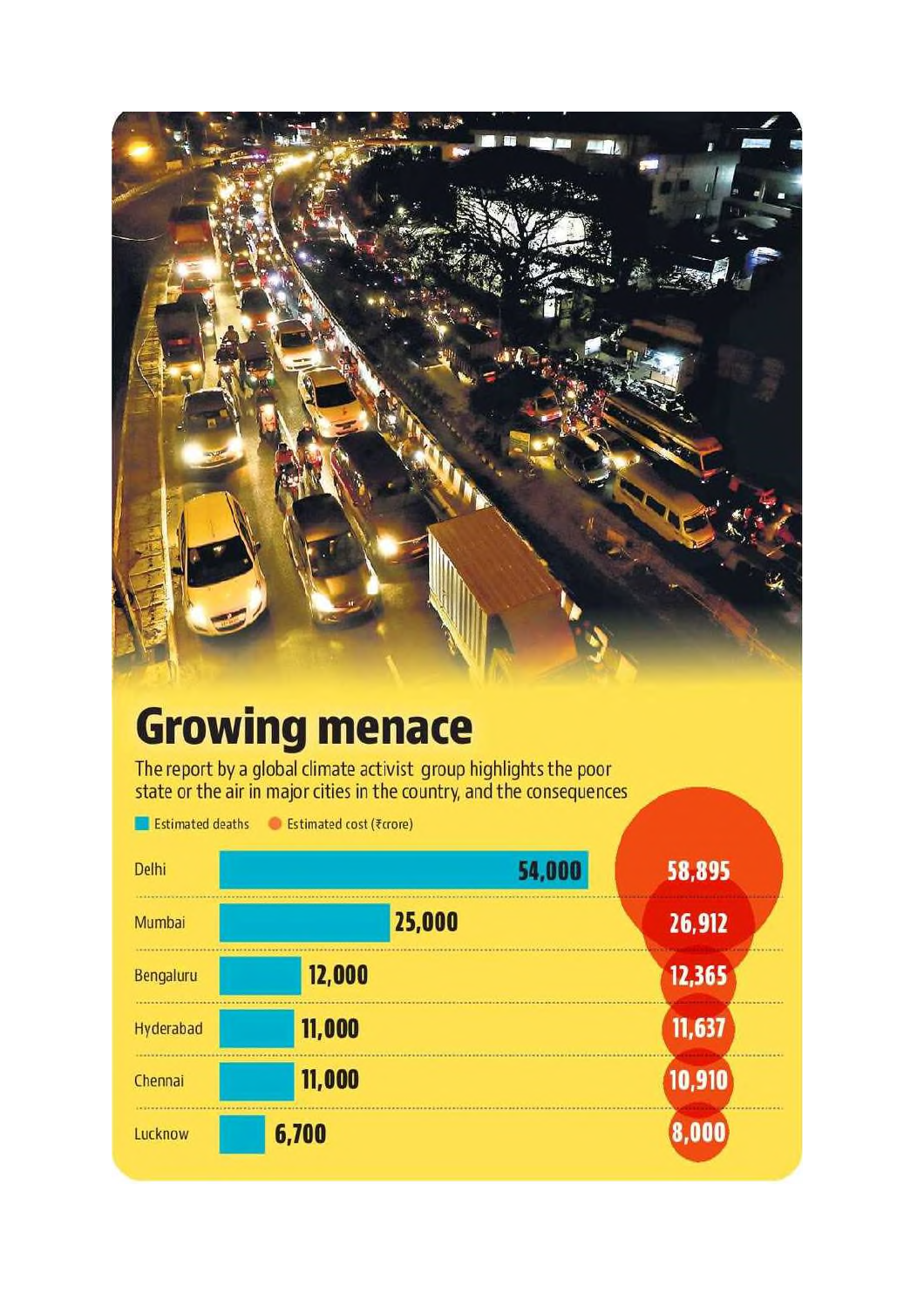# Growing menace

The report by a global climate activist group highlights the poor state or the air in major cities in the country, and the consequences

| City | Estimated deaths | Estimated cost (₹crore) |
|---|---|---|
| Delhi | 54,000 | 58,895 |
| Mumbai | 25,000 | 26,912 |
| Bengaluru | 12,000 | 12,365 |
| Hyderabad | 11,000 | 11,637 |
| Chennai | 11,000 | 10,910 |
| Lucknow | 6,700 | 8,000 |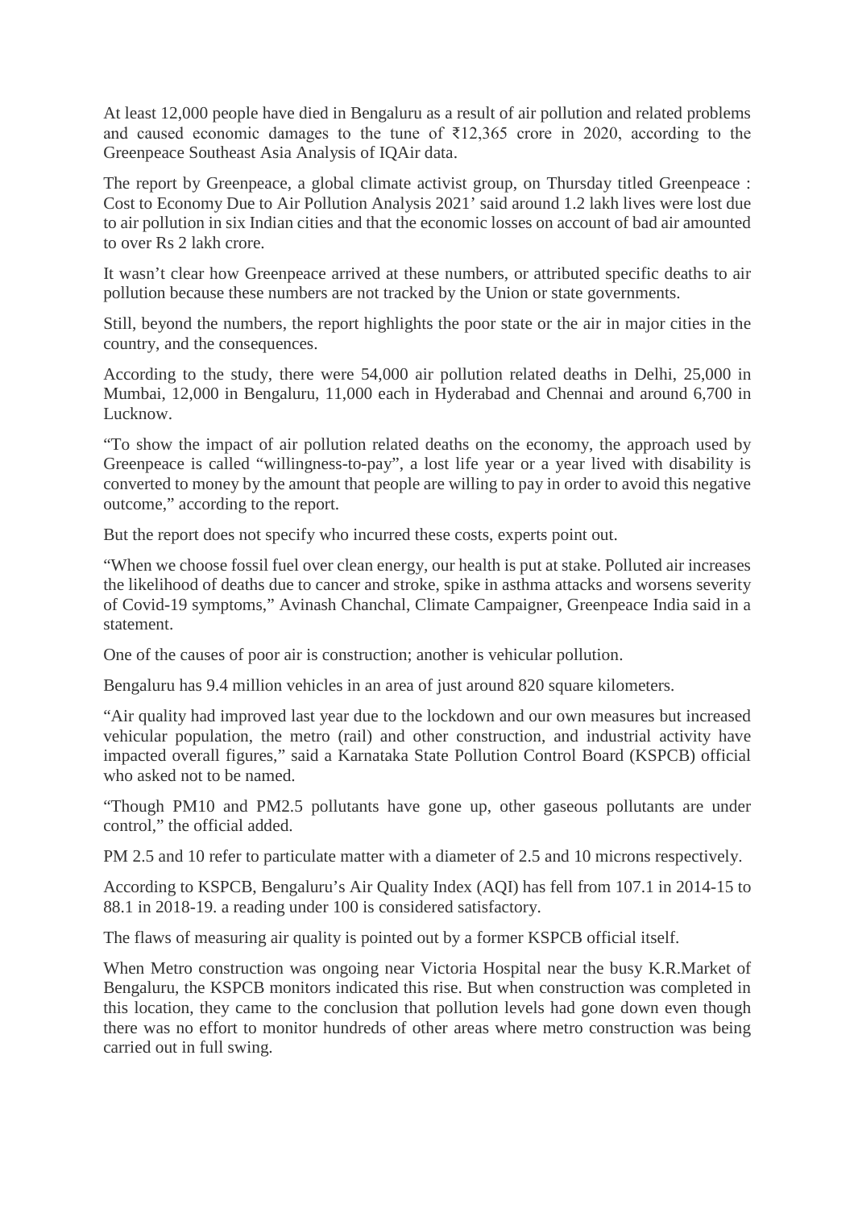At least 12,000 people have died in Bengaluru as a result of air pollution and related problems and caused economic damages to the tune of ₹12,365 crore in 2020, according to the Greenpeace Southeast Asia Analysis of IQAir data.

The report by Greenpeace, a global climate activist group, on Thursday titled Greenpeace : Cost to Economy Due to Air Pollution Analysis 2021' said around 1.2 lakh lives were lost due to air pollution in six Indian cities and that the economic losses on account of bad air amounted to over Rs 2 lakh crore.

It wasn't clear how Greenpeace arrived at these numbers, or attributed specific deaths to air pollution because these numbers are not tracked by the Union or state governments.

Still, beyond the numbers, the report highlights the poor state or the air in major cities in the country, and the consequences.

According to the study, there were 54,000 air pollution related deaths in Delhi, 25,000 in Mumbai, 12,000 in Bengaluru, 11,000 each in Hyderabad and Chennai and around 6,700 in Lucknow.

"To show the impact of air pollution related deaths on the economy, the approach used by Greenpeace is called "willingness-to-pay", a lost life year or a year lived with disability is converted to money by the amount that people are willing to pay in order to avoid this negative outcome," according to the report.

But the report does not specify who incurred these costs, experts point out.

"When we choose fossil fuel over clean energy, our health is put at stake. Polluted air increases the likelihood of deaths due to cancer and stroke, spike in asthma attacks and worsens severity of Covid-19 symptoms," Avinash Chanchal, Climate Campaigner, Greenpeace India said in a statement.

One of the causes of poor air is construction; another is vehicular pollution.

Bengaluru has 9.4 million vehicles in an area of just around 820 square kilometers.

"Air quality had improved last year due to the lockdown and our own measures but increased vehicular population, the metro (rail) and other construction, and industrial activity have impacted overall figures," said a Karnataka State Pollution Control Board (KSPCB) official who asked not to be named.

"Though PM10 and PM2.5 pollutants have gone up, other gaseous pollutants are under control," the official added.

PM 2.5 and 10 refer to particulate matter with a diameter of 2.5 and 10 microns respectively.

According to KSPCB, Bengaluru's Air Quality Index (AQI) has fell from 107.1 in 2014-15 to 88.1 in 2018-19. a reading under 100 is considered satisfactory.

The flaws of measuring air quality is pointed out by a former KSPCB official itself.

When Metro construction was ongoing near Victoria Hospital near the busy K.R.Market of Bengaluru, the KSPCB monitors indicated this rise. But when construction was completed in this location, they came to the conclusion that pollution levels had gone down even though there was no effort to monitor hundreds of other areas where metro construction was being carried out in full swing.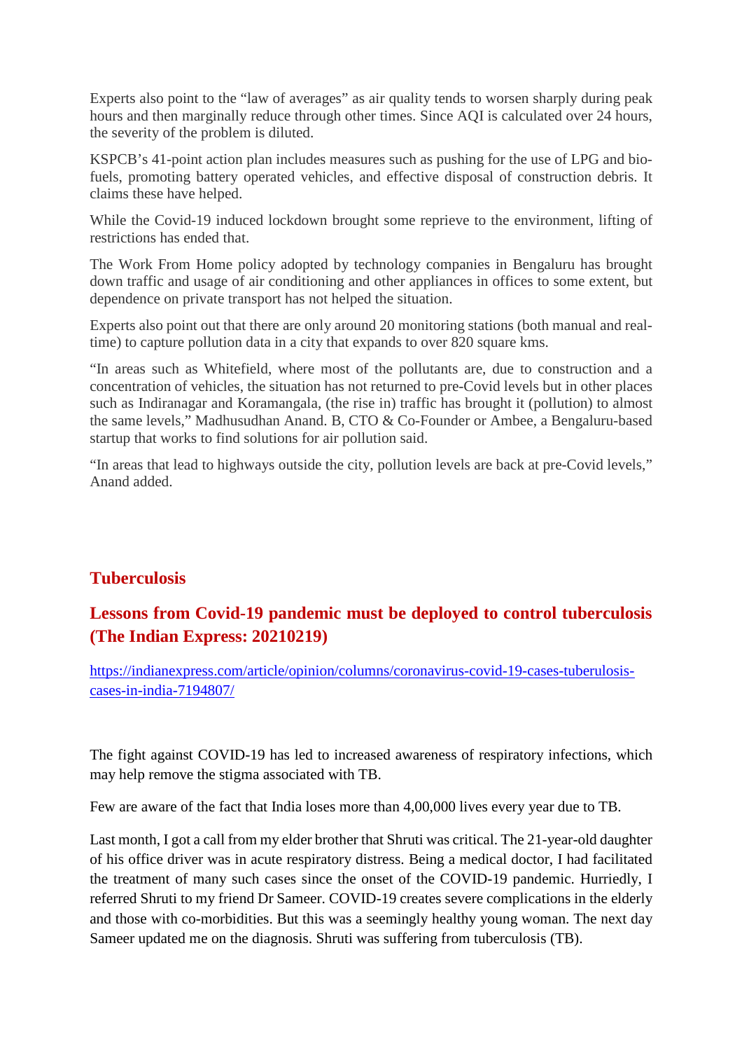Experts also point to the "law of averages" as air quality tends to worsen sharply during peak hours and then marginally reduce through other times. Since AQI is calculated over 24 hours, the severity of the problem is diluted.

KSPCB's 41-point action plan includes measures such as pushing for the use of LPG and bio-fuels, promoting battery operated vehicles, and effective disposal of construction debris. It claims these have helped.

While the Covid-19 induced lockdown brought some reprieve to the environment, lifting of restrictions has ended that.

The Work From Home policy adopted by technology companies in Bengaluru has brought down traffic and usage of air conditioning and other appliances in offices to some extent, but dependence on private transport has not helped the situation.

Experts also point out that there are only around 20 monitoring stations (both manual and real-time) to capture pollution data in a city that expands to over 820 square kms.

"In areas such as Whitefield, where most of the pollutants are, due to construction and a concentration of vehicles, the situation has not returned to pre-Covid levels but in other places such as Indiranagar and Koramangala, (the rise in) traffic has brought it (pollution) to almost the same levels," Madhusudhan Anand. B, CTO & Co-Founder or Ambee, a Bengaluru-based startup that works to find solutions for air pollution said.

"In areas that lead to highways outside the city, pollution levels are back at pre-Covid levels," Anand added.

## Tuberculosis

### Lessons from Covid-19 pandemic must be deployed to control tuberculosis (The Indian Express: 20210219)

https://indianexpress.com/article/opinion/columns/coronavirus-covid-19-cases-tuberulosis-cases-in-india-7194807/

The fight against COVID-19 has led to increased awareness of respiratory infections, which may help remove the stigma associated with TB.

Few are aware of the fact that India loses more than 4,00,000 lives every year due to TB.

Last month, I got a call from my elder brother that Shruti was critical. The 21-year-old daughter of his office driver was in acute respiratory distress. Being a medical doctor, I had facilitated the treatment of many such cases since the onset of the COVID-19 pandemic. Hurriedly, I referred Shruti to my friend Dr Sameer. COVID-19 creates severe complications in the elderly and those with co-morbidities. But this was a seemingly healthy young woman. The next day Sameer updated me on the diagnosis. Shruti was suffering from tuberculosis (TB).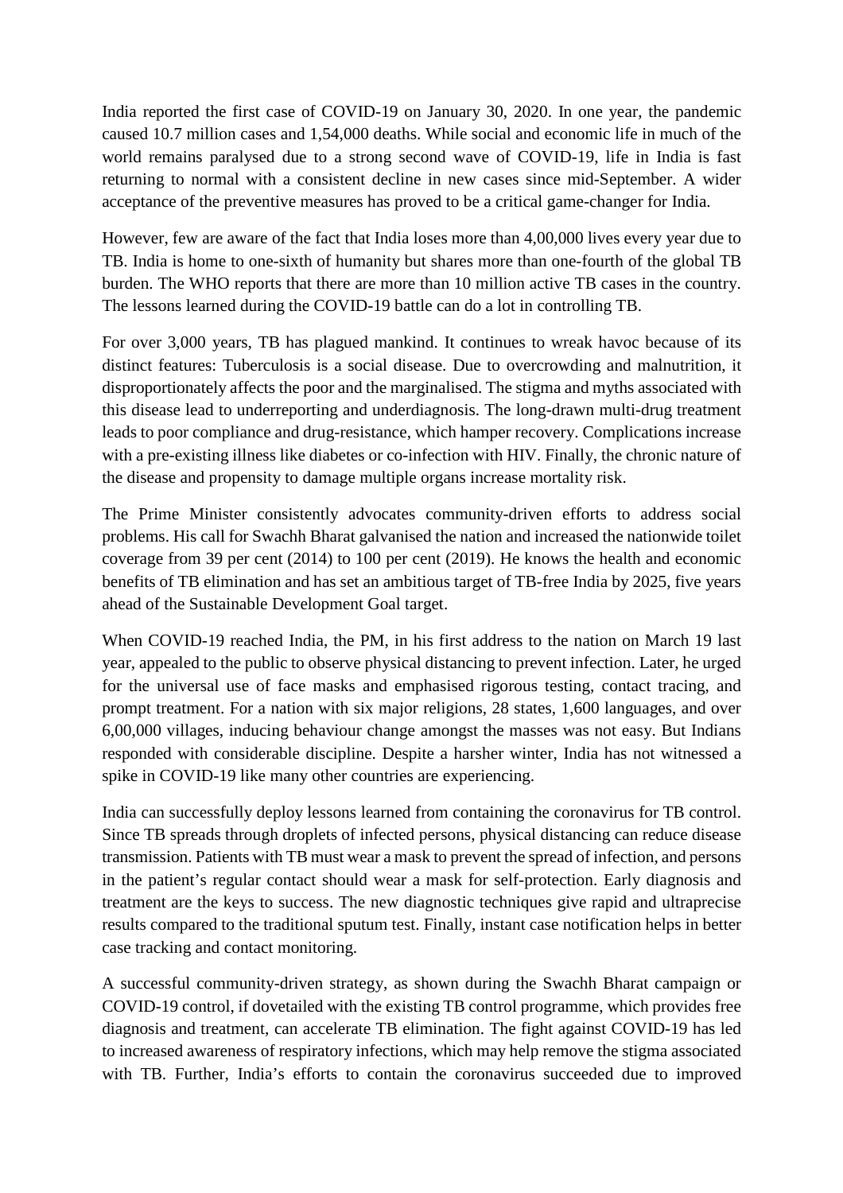India reported the first case of COVID-19 on January 30, 2020. In one year, the pandemic caused 10.7 million cases and 1,54,000 deaths. While social and economic life in much of the world remains paralysed due to a strong second wave of COVID-19, life in India is fast returning to normal with a consistent decline in new cases since mid-September. A wider acceptance of the preventive measures has proved to be a critical game-changer for India.

However, few are aware of the fact that India loses more than 4,00,000 lives every year due to TB. India is home to one-sixth of humanity but shares more than one-fourth of the global TB burden. The WHO reports that there are more than 10 million active TB cases in the country. The lessons learned during the COVID-19 battle can do a lot in controlling TB.

For over 3,000 years, TB has plagued mankind. It continues to wreak havoc because of its distinct features: Tuberculosis is a social disease. Due to overcrowding and malnutrition, it disproportionately affects the poor and the marginalised. The stigma and myths associated with this disease lead to underreporting and underdiagnosis. The long-drawn multi-drug treatment leads to poor compliance and drug-resistance, which hamper recovery. Complications increase with a pre-existing illness like diabetes or co-infection with HIV. Finally, the chronic nature of the disease and propensity to damage multiple organs increase mortality risk.

The Prime Minister consistently advocates community-driven efforts to address social problems. His call for Swachh Bharat galvanised the nation and increased the nationwide toilet coverage from 39 per cent (2014) to 100 per cent (2019). He knows the health and economic benefits of TB elimination and has set an ambitious target of TB-free India by 2025, five years ahead of the Sustainable Development Goal target.

When COVID-19 reached India, the PM, in his first address to the nation on March 19 last year, appealed to the public to observe physical distancing to prevent infection. Later, he urged for the universal use of face masks and emphasised rigorous testing, contact tracing, and prompt treatment. For a nation with six major religions, 28 states, 1,600 languages, and over 6,00,000 villages, inducing behaviour change amongst the masses was not easy. But Indians responded with considerable discipline. Despite a harsher winter, India has not witnessed a spike in COVID-19 like many other countries are experiencing.

India can successfully deploy lessons learned from containing the coronavirus for TB control. Since TB spreads through droplets of infected persons, physical distancing can reduce disease transmission. Patients with TB must wear a mask to prevent the spread of infection, and persons in the patient's regular contact should wear a mask for self-protection. Early diagnosis and treatment are the keys to success. The new diagnostic techniques give rapid and ultraprecise results compared to the traditional sputum test. Finally, instant case notification helps in better case tracking and contact monitoring.

A successful community-driven strategy, as shown during the Swachh Bharat campaign or COVID-19 control, if dovetailed with the existing TB control programme, which provides free diagnosis and treatment, can accelerate TB elimination. The fight against COVID-19 has led to increased awareness of respiratory infections, which may help remove the stigma associated with TB. Further, India's efforts to contain the coronavirus succeeded due to improved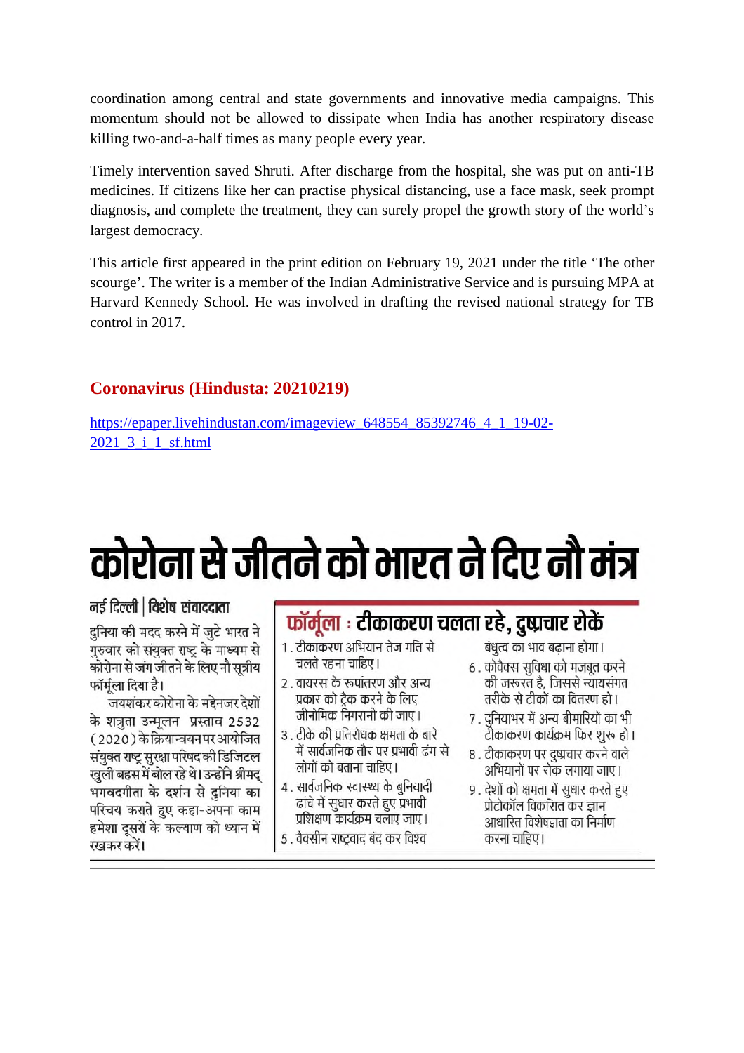coordination among central and state governments and innovative media campaigns. This momentum should not be allowed to dissipate when India has another respiratory disease killing two-and-a-half times as many people every year.

Timely intervention saved Shruti. After discharge from the hospital, she was put on anti-TB medicines. If citizens like her can practise physical distancing, use a face mask, seek prompt diagnosis, and complete the treatment, they can surely propel the growth story of the world's largest democracy.

This article first appeared in the print edition on February 19, 2021 under the title 'The other scourge'. The writer is a member of the Indian Administrative Service and is pursuing MPA at Harvard Kennedy School. He was involved in drafting the revised national strategy for TB control in 2017.

## Coronavirus (Hindusta: 20210219)

https://epaper.livehindustan.com/imageview_648554_85392746_4_1_19-02-2021_3_i_1_sf.html

# कोरोना से जीतने को भारत ने दिए नौ मंत्र

**नई दिल्ली | विशेष संवाददाता**

दुनिया की मदद करने में जुटे भारत ने गुरुवार को संयुक्त राष्ट्र के माध्यम से कोरोना से जंग जीतने के लिए नौ सूत्रीय फॉर्मूला दिया है।

जयशंकर कोरोना के मद्देनजर देशों के शत्रुता उन्मूलन प्रस्ताव 2532 (2020) के क्रियान्वयन पर आयोजित संयुक्त राष्ट्र सुरक्षा परिषद की डिजिटल खुली बहस में बोल रहे थे। उन्होंने श्रीमद् भगवदगीता के दर्शन से दुनिया का परिचय कराते हुए कहा-अपना काम हमेशा दूसरों के कल्याण को ध्यान में रखकर करें।

## फॉर्मूला : टीकाकरण चलता रहे, दुष्प्रचार रोकें

1. टीकाकरण अभियान तेज गति से चलते रहना चाहिए।
2. वायरस के रूपांतरण और अन्य प्रकार को ट्रैक करने के लिए जीनोमिक निगरानी की जाए।
3. टीके की प्रतिरोधक क्षमता के बारे में सार्वजनिक तौर पर प्रभावी ढंग से लोगों को बताना चाहिए।
4. सार्वजनिक स्वास्थ्य के बुनियादी ढांचे में सुधार करते हुए प्रभावी प्रशिक्षण कार्यक्रम चलाए जाएं।
5. वैक्सीन राष्ट्रवाद बंद कर विश्व बंधुत्व का भाव बढ़ाना होगा।
6. कोवैक्स सुविधा को मजबूत करने की जरूरत है, जिससे न्यायसंगत तरीके से टीकों का वितरण हो।
7. दुनियाभर में अन्य बीमारियों का भी टीकाकरण कार्यक्रम फिर शुरू हो।
8. टीकाकरण पर दुष्प्रचार करने वाले अभियानों पर रोक लगाया जाए।
9. देशों की क्षमता में सुधार करते हुए प्रोटोकॉल विकसित कर ज्ञान आधारित विशेषज्ञता का निर्माण करना चाहिए।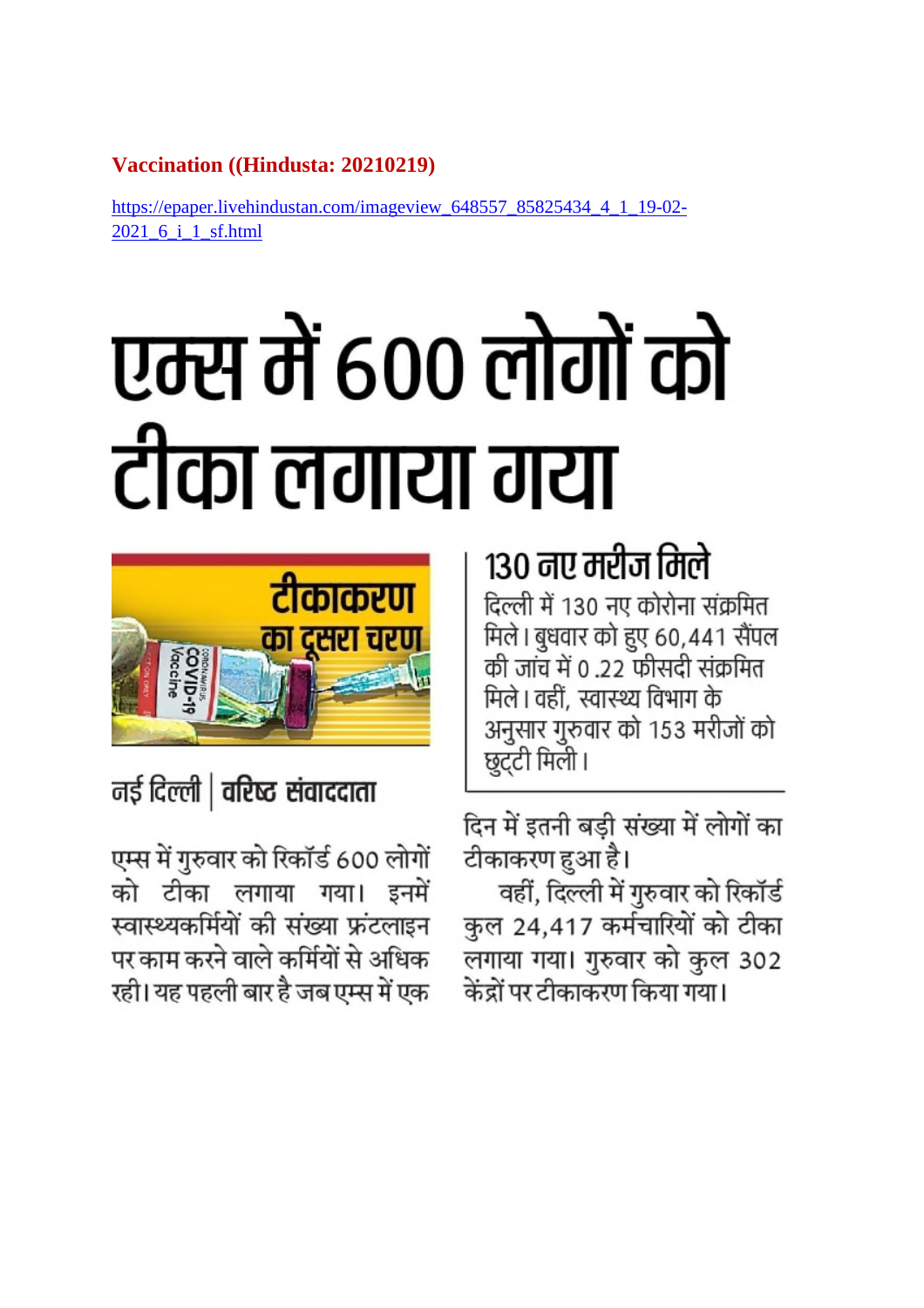**Vaccination ((Hindusta: 20210219)**

https://epaper.livehindustan.com/imageview_648557_85825434_4_1_19-02-2021_6_i_1_sf.html

# एम्स में 600 लोगों को टीका लगाया गया

टीकाकरण का दूसरा चरण

नई दिल्ली | वरिष्ठ संवाददाता

एम्स में गुरुवार को रिकॉर्ड 600 लोगों को टीका लगाया गया। इनमें स्वास्थ्यकर्मियों की संख्या फ्रंटलाइन पर काम करने वाले कर्मियों से अधिक रही। यह पहली बार है जब एम्स में एक दिन में इतनी बड़ी संख्या में लोगों का टीकाकरण हुआ है।

वहीं, दिल्ली में गुरुवार को रिकॉर्ड कुल 24,417 कर्मचारियों को टीका लगाया गया। गुरुवार को कुल 302 केंद्रों पर टीकाकरण किया गया।

## 130 नए मरीज मिले

दिल्ली में 130 नए कोरोना संक्रमित मिले। बुधवार को हुए 60,441 सैंपल की जांच में 0.22 फीसदी संक्रमित मिले। वहीं, स्वास्थ्य विभाग के अनुसार गुरुवार को 153 मरीजों को छुट्टी मिली।